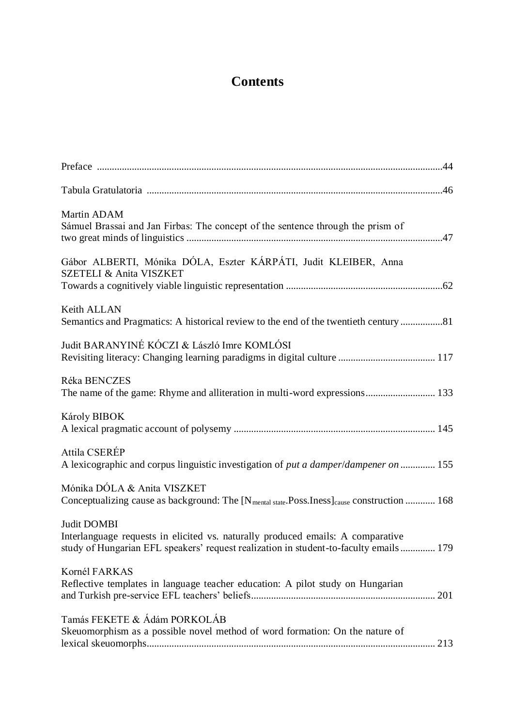# Contents

Preface ..........................................................................................................................................44

Tabula Gratulatoria ......................................................................................................................46

Martin ADAM
Sámuel Brassai and Jan Firbas: The concept of the sentence through the prism of two great minds of linguistics ......................................................................................................47

Gábor ALBERTI, Mónika DÓLA, Eszter KÁRPÁTI, Judit KLEIBER, Anna SZETELI & Anita VISZKET
Towards a cognitively viable linguistic representation ...............................................................62

Keith ALLAN
Semantics and Pragmatics: A historical review to the end of the twentieth century .................81

Judit BARANYINÉ KÓCZI & László Imre KOMLÓSI
Revisiting literacy: Changing learning paradigms in digital culture ....................................... 117

Réka BENCZES
The name of the game: Rhyme and alliteration in multi-word expressions............................ 133

Károly BIBOK
A lexical pragmatic account of polysemy ................................................................................ 145

Attila CSERÉP
A lexicographic and corpus linguistic investigation of *put a damper*/*dampener on* .............. 155

Mónika DÓLA & Anita VISZKET
Conceptualizing cause as background: The $[\mathrm{N}_{\text{mental state}}.\mathrm{Poss.Iness}]_{\text{cause}}$ construction ............ 168

Judit DOMBI
Interlanguage requests in elicited vs. naturally produced emails: A comparative study of Hungarian EFL speakers' request realization in student-to-faculty emails .............. 179

Kornél FARKAS
Reflective templates in language teacher education: A pilot study on Hungarian and Turkish pre-service EFL teachers' beliefs.......................................................................... 201

Tamás FEKETE & Ádám PORKOLÁB
Skeuomorphism as a possible novel method of word formation: On the nature of lexical skeuomorphs.................................................................................................................. 213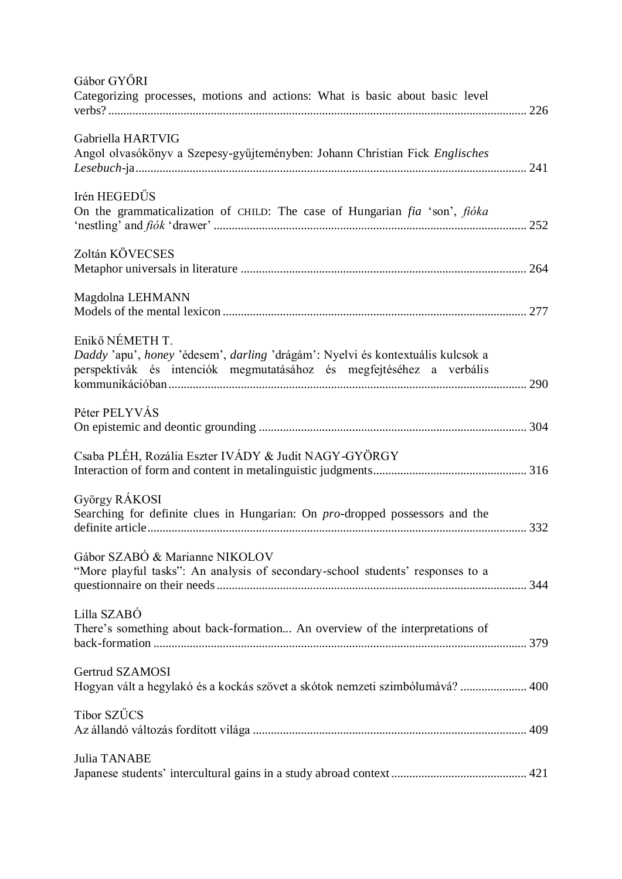Gábor GYŐRI
Categorizing processes, motions and actions: What is basic about basic level verbs? ........ 226

Gabriella HARTVIG
Angol olvasókönyv a Szepesy-gyűjteményben: Johann Christian Fick *Englisches Lesebuch*-ja ........ 241

Irén HEGEDŰS
On the grammaticalization of CHILD: The case of Hungarian *fia* 'son', *fióka* 'nestling' and *fiók* 'drawer' ........ 252

Zoltán KÖVECSES
Metaphor universals in literature ........ 264

Magdolna LEHMANN
Models of the mental lexicon ........ 277

Enikő NÉMETH T.
*Daddy* 'apu', *honey* 'édesem', *darling* 'drágám': Nyelvi és kontextuális kulcsok a perspektívák és intenciók megmutatásához és megfejtéséhez a verbális kommunikációban ........ 290

Péter PELYVÁS
On epistemic and deontic grounding ........ 304

Csaba PLÉH, Rozália Eszter IVÁDY & Judit NAGY-GYÖRGY
Interaction of form and content in metalinguistic judgments ........ 316

György RÁKOSI
Searching for definite clues in Hungarian: On *pro*-dropped possessors and the definite article ........ 332

Gábor SZABÓ & Marianne NIKOLOV
"More playful tasks": An analysis of secondary-school students' responses to a questionnaire on their needs ........ 344

Lilla SZABÓ
There's something about back-formation... An overview of the interpretations of back-formation ........ 379

Gertrud SZAMOSI
Hogyan vált a hegylakó és a kockás szövet a skótok nemzeti szimbólumává? ........ 400

Tibor SZŰCS
Az állandó változás fordított világa ........ 409

Julia TANABE
Japanese students' intercultural gains in a study abroad context ........ 421